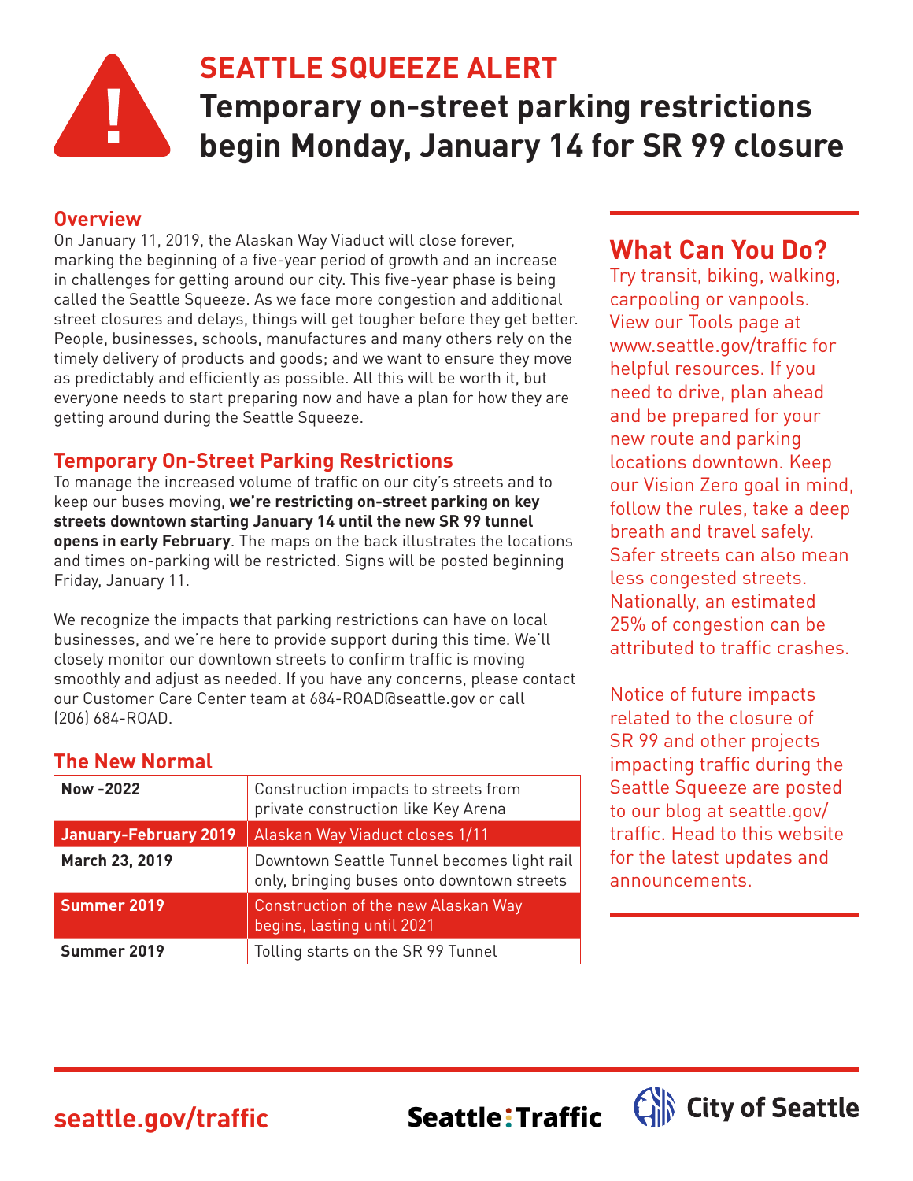# SEATTLE SQUEEZE ALERT

## Temporary on-street parking restrictions begin Monday, January 14 for SR 99 closure

### Overview

On January 11, 2019, the Alaskan Way Viaduct will close forever, marking the beginning of a five-year period of growth and an increase in challenges for getting around our city. This five-year phase is being called the Seattle Squeeze. As we face more congestion and additional street closures and delays, things will get tougher before they get better. People, businesses, schools, manufactures and many others rely on the timely delivery of products and goods; and we want to ensure they move as predictably and efficiently as possible. All this will be worth it, but everyone needs to start preparing now and have a plan for how they are getting around during the Seattle Squeeze.

### Temporary On-Street Parking Restrictions

To manage the increased volume of traffic on our city's streets and to keep our buses moving, **we're restricting on-street parking on key streets downtown starting January 14 until the new SR 99 tunnel opens in early February**. The maps on the back illustrates the locations and times on-parking will be restricted. Signs will be posted beginning Friday, January 11.

We recognize the impacts that parking restrictions can have on local businesses, and we're here to provide support during this time. We'll closely monitor our downtown streets to confirm traffic is moving smoothly and adjust as needed. If you have any concerns, please contact our Customer Care Center team at 684-ROAD@seattle.gov or call (206) 684-ROAD.

### The New Normal

| | |
|---|---|
| **Now -2022** | Construction impacts to streets from private construction like Key Arena |
| **January-February 2019** | Alaskan Way Viaduct closes 1/11 |
| **March 23, 2019** | Downtown Seattle Tunnel becomes light rail only, bringing buses onto downtown streets |
| **Summer 2019** | Construction of the new Alaskan Way begins, lasting until 2021 |
| **Summer 2019** | Tolling starts on the SR 99 Tunnel |

## What Can You Do?

Try transit, biking, walking, carpooling or vanpools. View our Tools page at www.seattle.gov/traffic for helpful resources. If you need to drive, plan ahead and be prepared for your new route and parking locations downtown. Keep our Vision Zero goal in mind, follow the rules, take a deep breath and travel safely. Safer streets can also mean less congested streets. Nationally, an estimated 25% of congestion can be attributed to traffic crashes.

Notice of future impacts related to the closure of SR 99 and other projects impacting traffic during the Seattle Squeeze are posted to our blog at seattle.gov/traffic. Head to this website for the latest updates and announcements.

seattle.gov/traffic

Seattle:Traffic

City of Seattle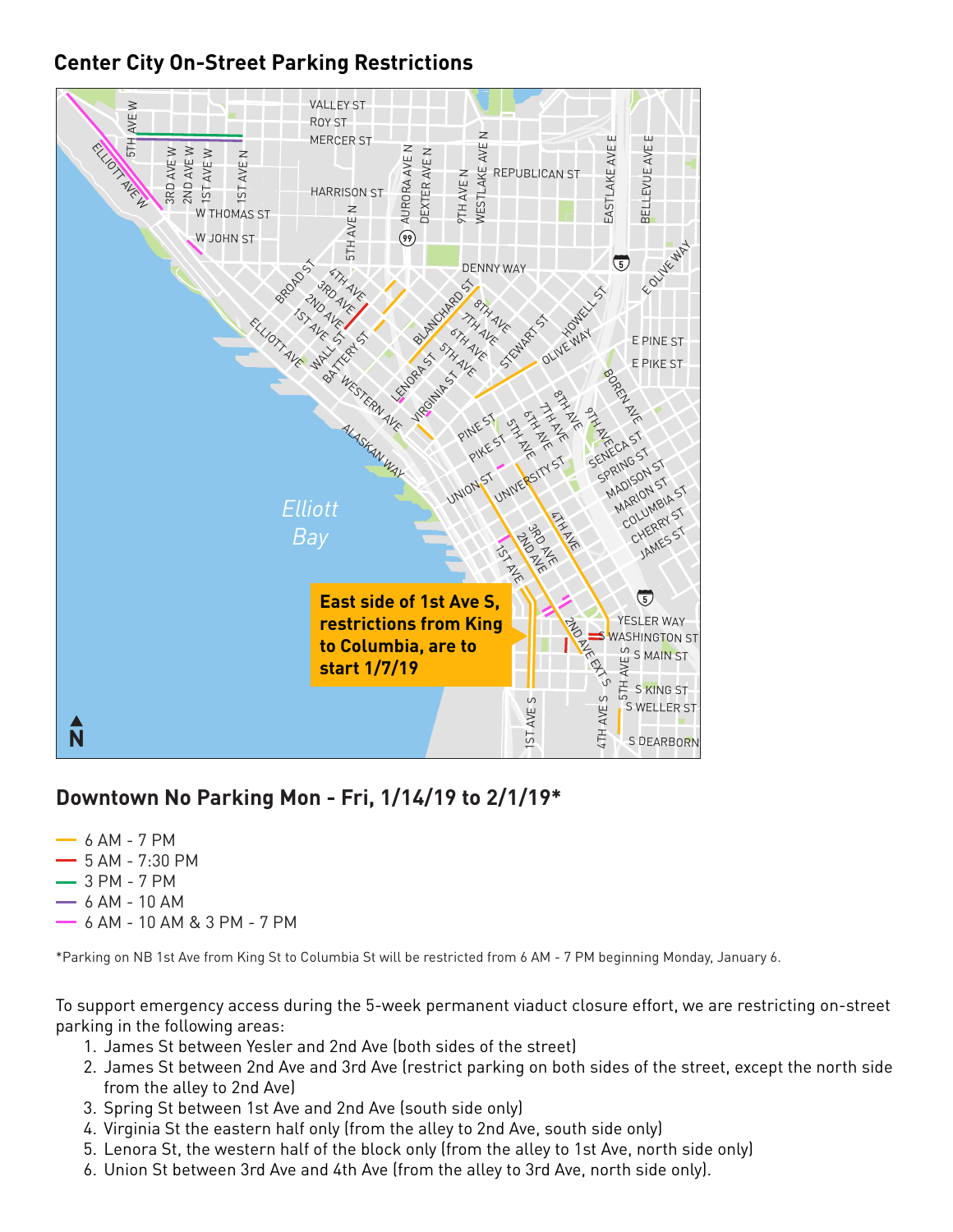## Center City On-Street Parking Restrictions

East side of 1st Ave S, restrictions from King to Columbia, are to start 1/7/19

## Downtown No Parking Mon - Fri, 1/14/19 to 2/1/19*

- 6 AM - 7 PM
- 5 AM - 7:30 PM
- 3 PM - 7 PM
- 6 AM - 10 AM
- 6 AM - 10 AM & 3 PM - 7 PM

*Parking on NB 1st Ave from King St to Columbia St will be restricted from 6 AM - 7 PM beginning Monday, January 6.

To support emergency access during the 5-week permanent viaduct closure effort, we are restricting on-street parking in the following areas:

1. James St between Yesler and 2nd Ave (both sides of the street)
2. James St between 2nd Ave and 3rd Ave (restrict parking on both sides of the street, except the north side from the alley to 2nd Ave)
3. Spring St between 1st Ave and 2nd Ave (south side only)
4. Virginia St the eastern half only (from the alley to 2nd Ave, south side only)
5. Lenora St, the western half of the block only (from the alley to 1st Ave, north side only)
6. Union St between 3rd Ave and 4th Ave (from the alley to 3rd Ave, north side only).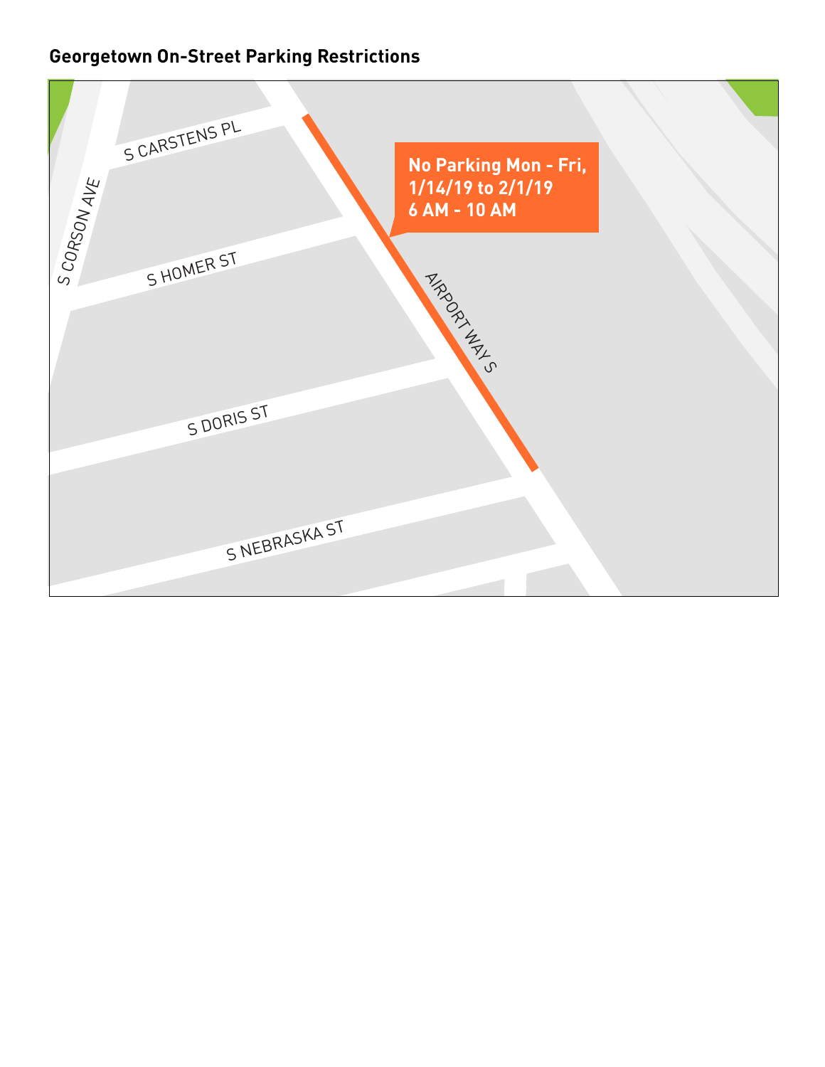# Georgetown On-Street Parking Restrictions

**No Parking Mon - Fri,
1/14/19 to 2/1/19
6 AM - 10 AM**

S CARSTENS PL

S CORSON AVE

S HOMER ST

AIRPORT WAY S

S DORIS ST

S NEBRASKA ST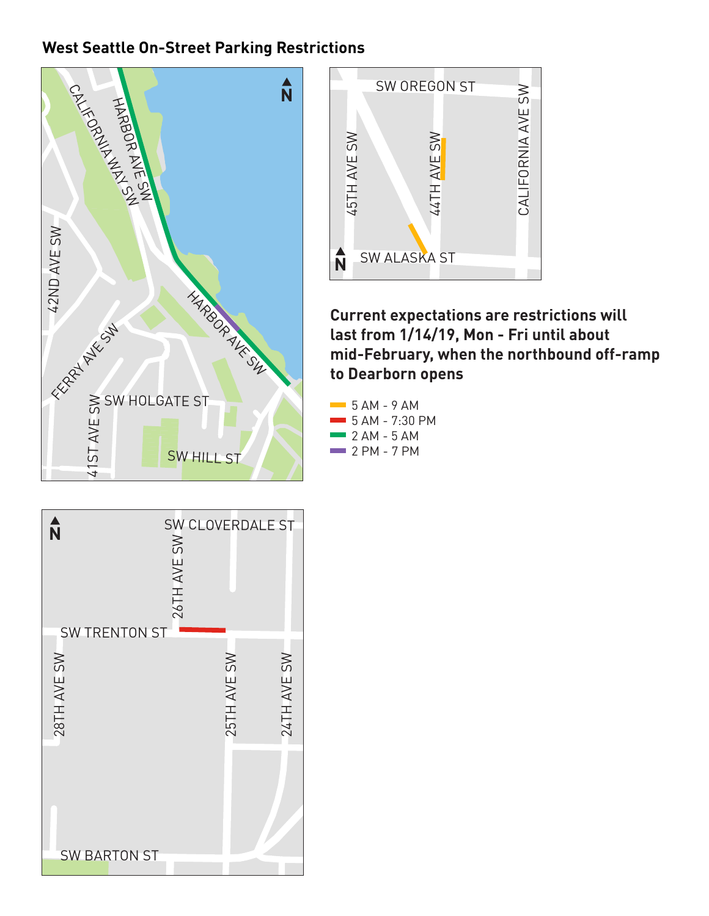## West Seattle On-Street Parking Restrictions

N

CALIFORNIA WAY SW

HARBOR AVE SW

42ND AVE SW

HARBOR AVE SW

FERRY AVE SW

41ST AVE SW

SW HOLGATE ST

SW HILL ST

SW OREGON ST

45TH AVE SW

44TH AVE SW

CALIFORNIA AVE SW

N

SW ALASKA ST

**Current expectations are restrictions will last from 1/14/19, Mon - Fri until about mid-February, when the northbound off-ramp to Dearborn opens**

5 AM - 9 AM

5 AM - 7:30 PM

2 AM - 5 AM

2 PM - 7 PM

N

SW CLOVERDALE ST

26TH AVE SW

SW TRENTON ST

28TH AVE SW

25TH AVE SW

24TH AVE SW

SW BARTON ST